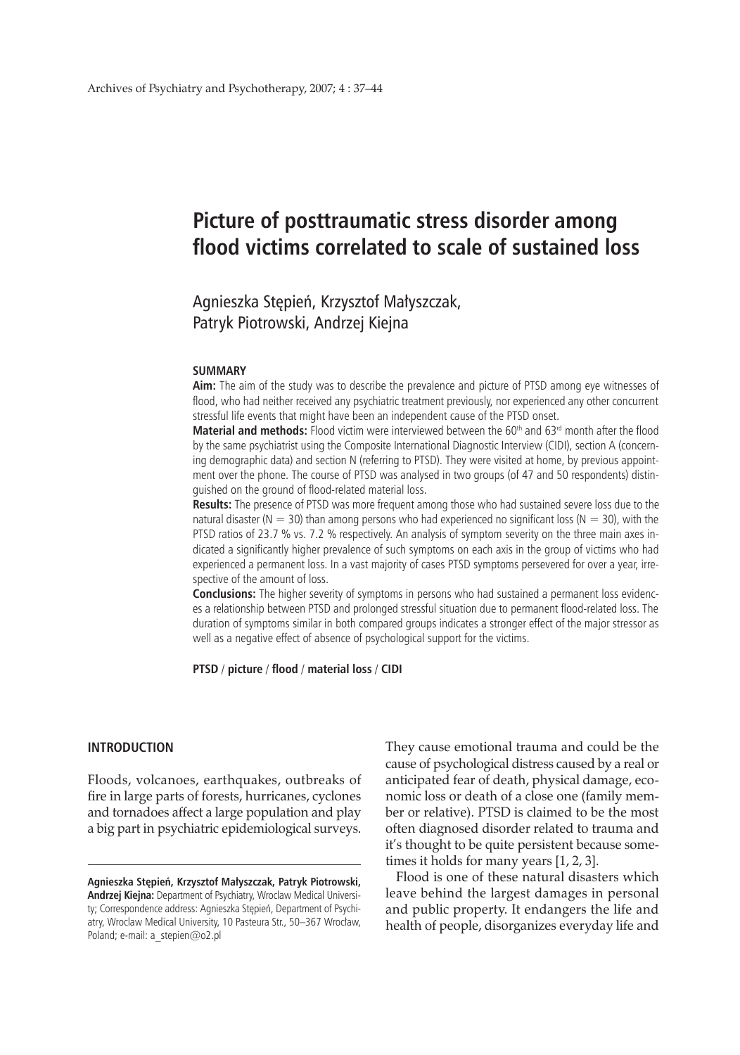# Picture of posttraumatic stress disorder among flood victims correlated to scale of sustained loss

Agnieszka Stępień, Krzysztof Małyszczak, Patryk Piotrowski, Andrzej Kiejna

## SUMMARY

**Aim:** The aim of the study was to describe the prevalence and picture of PTSD among eye witnesses of flood, who had neither received any psychiatric treatment previously, nor experienced any other concurrent stressful life events that might have been an independent cause of the PTSD onset.

**Material and methods:** Flood victim were interviewed between the 60[th] and 63[rd] month after the flood by the same psychiatrist using the Composite International Diagnostic Interview (CIDI), section A (concerning demographic data) and section N (referring to PTSD). They were visited at home, by previous appointment over the phone. The course of PTSD was analysed in two groups (of 47 and 50 respondents) distinguished on the ground of flood-related material loss.

**Results:** The presence of PTSD was more frequent among those who had sustained severe loss due to the natural disaster (N = 30) than among persons who had experienced no significant loss (N = 30), with the PTSD ratios of 23.7 % vs. 7.2 % respectively. An analysis of symptom severity on the three main axes indicated a significantly higher prevalence of such symptoms on each axis in the group of victims who had experienced a permanent loss. In a vast majority of cases PTSD symptoms persevered for over a year, irrespective of the amount of loss.

**Conclusions:** The higher severity of symptoms in persons who had sustained a permanent loss evidences a relationship between PTSD and prolonged stressful situation due to permanent flood-related loss. The duration of symptoms similar in both compared groups indicates a stronger effect of the major stressor as well as a negative effect of absence of psychological support for the victims.

**PTSD / picture / flood / material loss / CIDI**

## INTRODUCTION

Floods, volcanoes, earthquakes, outbreaks of fire in large parts of forests, hurricanes, cyclones and tornadoes affect a large population and play a big part in psychiatric epidemiological surveys. They cause emotional trauma and could be the cause of psychological distress caused by a real or anticipated fear of death, physical damage, economic loss or death of a close one (family member or relative). PTSD is claimed to be the most often diagnosed disorder related to trauma and it's thought to be quite persistent because sometimes it holds for many years [1, 2, 3].

Flood is one of these natural disasters which leave behind the largest damages in personal and public property. It endangers the life and health of people, disorganizes everyday life and

**Agnieszka Stępień, Krzysztof Małyszczak, Patryk Piotrowski, Andrzej Kiejna:** Department of Psychiatry, Wroclaw Medical University; Correspondence address: Agnieszka Stępień, Department of Psychiatry, Wroclaw Medical University, 10 Pasteura Str., 50–367 Wrocław, Poland; e-mail: a_stepien@o2.pl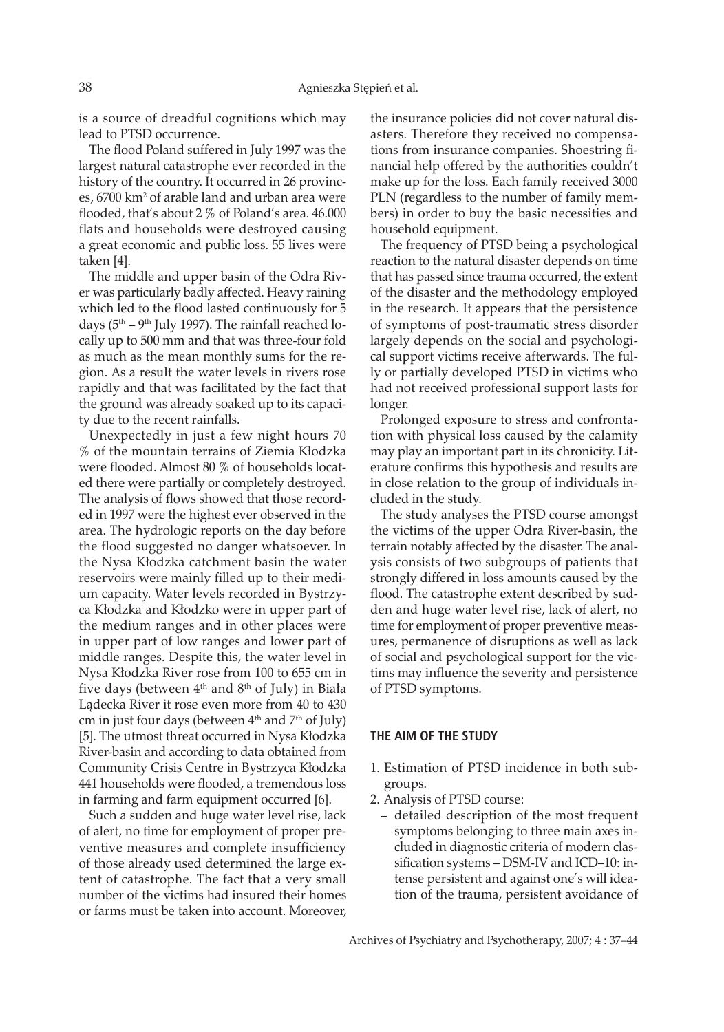is a source of dreadful cognitions which may lead to PTSD occurrence.

The flood Poland suffered in July 1997 was the largest natural catastrophe ever recorded in the history of the country. It occurred in 26 provinces, 6700 km$^2$ of arable land and urban area were flooded, that's about 2 % of Poland's area. 46.000 flats and households were destroyed causing a great economic and public loss. 55 lives were taken [4].

The middle and upper basin of the Odra River was particularly badly affected. Heavy raining which led to the flood lasted continuously for 5 days (5$^{th}$ – 9$^{th}$ July 1997). The rainfall reached locally up to 500 mm and that was three-four fold as much as the mean monthly sums for the region. As a result the water levels in rivers rose rapidly and that was facilitated by the fact that the ground was already soaked up to its capacity due to the recent rainfalls.

Unexpectedly in just a few night hours 70 % of the mountain terrains of Ziemia Kłodzka were flooded. Almost 80 % of households located there were partially or completely destroyed. The analysis of flows showed that those recorded in 1997 were the highest ever observed in the area. The hydrologic reports on the day before the flood suggested no danger whatsoever. In the Nysa Kłodzka catchment basin the water reservoirs were mainly filled up to their medium capacity. Water levels recorded in Bystrzyca Kłodzka and Kłodzko were in upper part of the medium ranges and in other places were in upper part of low ranges and lower part of middle ranges. Despite this, the water level in Nysa Kłodzka River rose from 100 to 655 cm in five days (between 4$^{th}$ and 8$^{th}$ of July) in Biała Lądecka River it rose even more from 40 to 430 cm in just four days (between 4$^{th}$ and 7$^{th}$ of July) [5]. The utmost threat occurred in Nysa Kłodzka River-basin and according to data obtained from Community Crisis Centre in Bystrzyca Kłodzka 441 households were flooded, a tremendous loss in farming and farm equipment occurred [6].

Such a sudden and huge water level rise, lack of alert, no time for employment of proper preventive measures and complete insufficiency of those already used determined the large extent of catastrophe. The fact that a very small number of the victims had insured their homes or farms must be taken into account. Moreover, the insurance policies did not cover natural disasters. Therefore they received no compensations from insurance companies. Shoestring financial help offered by the authorities couldn't make up for the loss. Each family received 3000 PLN (regardless to the number of family members) in order to buy the basic necessities and household equipment.

The frequency of PTSD being a psychological reaction to the natural disaster depends on time that has passed since trauma occurred, the extent of the disaster and the methodology employed in the research. It appears that the persistence of symptoms of post-traumatic stress disorder largely depends on the social and psychological support victims receive afterwards. The fully or partially developed PTSD in victims who had not received professional support lasts for longer.

Prolonged exposure to stress and confrontation with physical loss caused by the calamity may play an important part in its chronicity. Literature confirms this hypothesis and results are in close relation to the group of individuals included in the study.

The study analyses the PTSD course amongst the victims of the upper Odra River-basin, the terrain notably affected by the disaster. The analysis consists of two subgroups of patients that strongly differed in loss amounts caused by the flood. The catastrophe extent described by sudden and huge water level rise, lack of alert, no time for employment of proper preventive measures, permanence of disruptions as well as lack of social and psychological support for the victims may influence the severity and persistence of PTSD symptoms.

## THE AIM OF THE STUDY

1. Estimation of PTSD incidence in both subgroups.
2. Analysis of PTSD course:
   – detailed description of the most frequent symptoms belonging to three main axes included in diagnostic criteria of modern classification systems – DSM-IV and ICD–10: intense persistent and against one's will ideation of the trauma, persistent avoidance of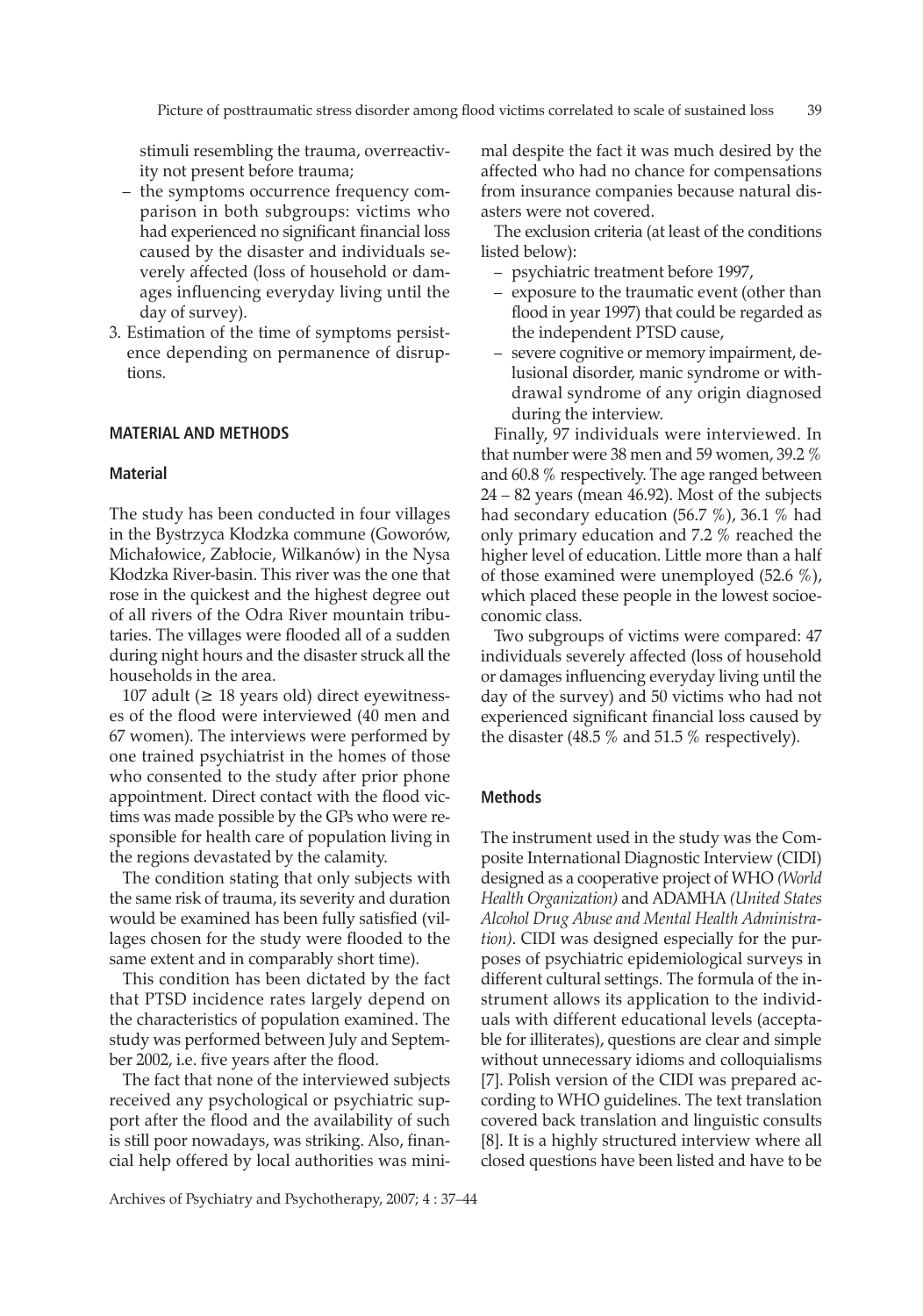stimuli resembling the trauma, overreactivity not present before trauma;

- the symptoms occurrence frequency comparison in both subgroups: victims who had experienced no significant financial loss caused by the disaster and individuals severely affected (loss of household or damages influencing everyday living until the day of survey).

3. Estimation of the time of symptoms persistence depending on permanence of disruptions.

## MATERIAL AND METHODS

### Material

The study has been conducted in four villages in the Bystrzyca Kłodzka commune (Goworów, Michałowice, Zabłocie, Wilkanów) in the Nysa Kłodzka River-basin. This river was the one that rose in the quickest and the highest degree out of all rivers of the Odra River mountain tributaries. The villages were flooded all of a sudden during night hours and the disaster struck all the households in the area.

107 adult (≥ 18 years old) direct eyewitnesses of the flood were interviewed (40 men and 67 women). The interviews were performed by one trained psychiatrist in the homes of those who consented to the study after prior phone appointment. Direct contact with the flood victims was made possible by the GPs who were responsible for health care of population living in the regions devastated by the calamity.

The condition stating that only subjects with the same risk of trauma, its severity and duration would be examined has been fully satisfied (villages chosen for the study were flooded to the same extent and in comparably short time).

This condition has been dictated by the fact that PTSD incidence rates largely depend on the characteristics of population examined. The study was performed between July and September 2002, i.e. five years after the flood.

The fact that none of the interviewed subjects received any psychological or psychiatric support after the flood and the availability of such is still poor nowadays, was striking. Also, financial help offered by local authorities was minimal despite the fact it was much desired by the affected who had no chance for compensations from insurance companies because natural disasters were not covered.

The exclusion criteria (at least of the conditions listed below):

- psychiatric treatment before 1997,
- exposure to the traumatic event (other than flood in year 1997) that could be regarded as the independent PTSD cause,
- severe cognitive or memory impairment, delusional disorder, manic syndrome or withdrawal syndrome of any origin diagnosed during the interview.

Finally, 97 individuals were interviewed. In that number were 38 men and 59 women, 39.2 % and 60.8 % respectively. The age ranged between 24 – 82 years (mean 46.92). Most of the subjects had secondary education (56.7 %), 36.1 % had only primary education and 7.2 % reached the higher level of education. Little more than a half of those examined were unemployed (52.6 %), which placed these people in the lowest socioeconomic class.

Two subgroups of victims were compared: 47 individuals severely affected (loss of household or damages influencing everyday living until the day of the survey) and 50 victims who had not experienced significant financial loss caused by the disaster (48.5 % and 51.5 % respectively).

### Methods

The instrument used in the study was the Composite International Diagnostic Interview (CIDI) designed as a cooperative project of WHO *(World Health Organization)* and ADAMHA *(United States Alcohol Drug Abuse and Mental Health Administration)*. CIDI was designed especially for the purposes of psychiatric epidemiological surveys in different cultural settings. The formula of the instrument allows its application to the individuals with different educational levels (acceptable for illiterates), questions are clear and simple without unnecessary idioms and colloquialisms [7]. Polish version of the CIDI was prepared according to WHO guidelines. The text translation covered back translation and linguistic consults [8]. It is a highly structured interview where all closed questions have been listed and have to be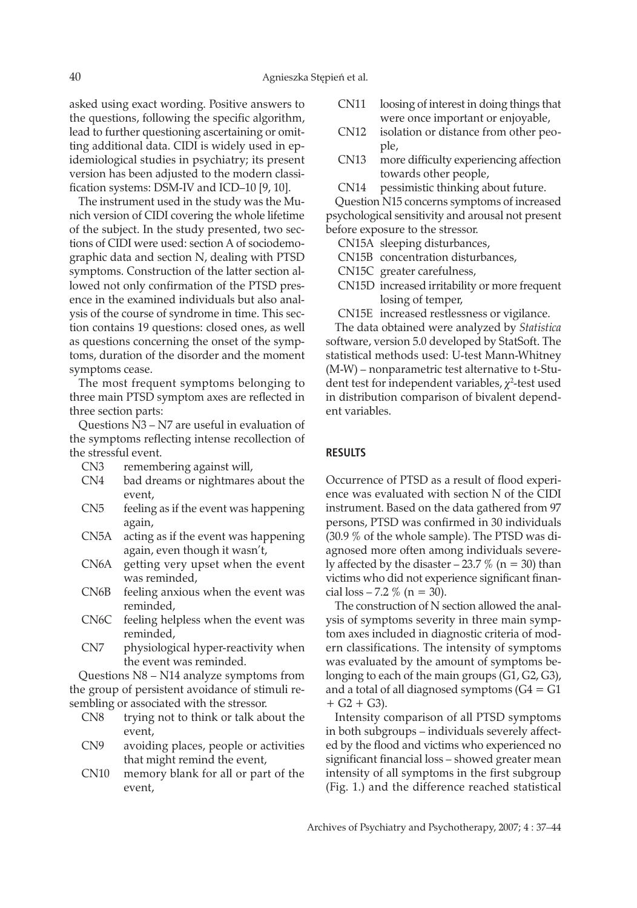asked using exact wording. Positive answers to the questions, following the specific algorithm, lead to further questioning ascertaining or omitting additional data. CIDI is widely used in epidemiological studies in psychiatry; its present version has been adjusted to the modern classification systems: DSM-IV and ICD–10 [9, 10].

The instrument used in the study was the Munich version of CIDI covering the whole lifetime of the subject. In the study presented, two sections of CIDI were used: section A of sociodemographic data and section N, dealing with PTSD symptoms. Construction of the latter section allowed not only confirmation of the PTSD presence in the examined individuals but also analysis of the course of syndrome in time. This section contains 19 questions: closed ones, as well as questions concerning the onset of the symptoms, duration of the disorder and the moment symptoms cease.

The most frequent symptoms belonging to three main PTSD symptom axes are reflected in three section parts:

Questions N3 – N7 are useful in evaluation of the symptoms reflecting intense recollection of the stressful event.

- CN3 remembering against will,
- CN4 bad dreams or nightmares about the event,
- CN5 feeling as if the event was happening again,
- CN5A acting as if the event was happening again, even though it wasn't,
- CN6A getting very upset when the event was reminded,
- CN6B feeling anxious when the event was reminded,
- CN6C feeling helpless when the event was reminded,
- CN7 physiological hyper-reactivity when the event was reminded.

Questions N8 – N14 analyze symptoms from the group of persistent avoidance of stimuli resembling or associated with the stressor.

- CN8 trying not to think or talk about the event,
- CN9 avoiding places, people or activities that might remind the event,
- CN10 memory blank for all or part of the event,
- CN11 loosing of interest in doing things that were once important or enjoyable,
- CN12 isolation or distance from other people,
- CN13 more difficulty experiencing affection towards other people,
- CN14 pessimistic thinking about future.

Question N15 concerns symptoms of increased psychological sensitivity and arousal not present before exposure to the stressor.

- CN15A sleeping disturbances,
- CN15B concentration disturbances,
- CN15C greater carefulness,
- CN15D increased irritability or more frequent losing of temper,
- CN15E increased restlessness or vigilance.

The data obtained were analyzed by *Statistica* software, version 5.0 developed by StatSoft. The statistical methods used: U-test Mann-Whitney (M-W) – nonparametric test alternative to t-Student test for independent variables, $\chi^2$-test used in distribution comparison of bivalent dependent variables.

## RESULTS

Occurrence of PTSD as a result of flood experience was evaluated with section N of the CIDI instrument. Based on the data gathered from 97 persons, PTSD was confirmed in 30 individuals (30.9 % of the whole sample). The PTSD was diagnosed more often among individuals severely affected by the disaster – 23.7 % (n = 30) than victims who did not experience significant financial loss – 7.2 % (n = 30).

The construction of N section allowed the analysis of symptoms severity in three main symptom axes included in diagnostic criteria of modern classifications. The intensity of symptoms was evaluated by the amount of symptoms belonging to each of the main groups (G1, G2, G3), and a total of all diagnosed symptoms (G4 = G1 + G2 + G3).

Intensity comparison of all PTSD symptoms in both subgroups – individuals severely affected by the flood and victims who experienced no significant financial loss – showed greater mean intensity of all symptoms in the first subgroup (Fig. 1.) and the difference reached statistical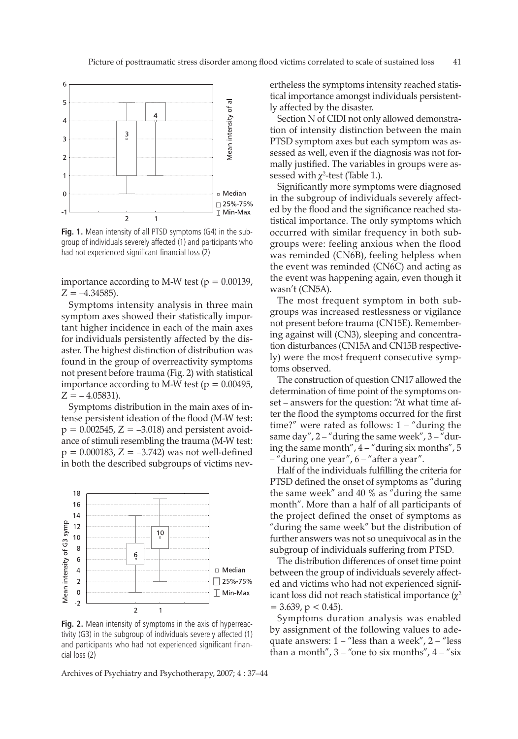Fig. 1. Mean intensity of all PTSD symptoms (G4) in the subgroup of individuals severely affected (1) and participants who had not experienced significant financial loss (2)

importance according to M-W test ($p = 0.00139$, $Z = -4.34585$).

Symptoms intensity analysis in three main symptom axes showed their statistically important higher incidence in each of the main axes for individuals persistently affected by the disaster. The highest distinction of distribution was found in the group of overreactivity symptoms not present before trauma (Fig. 2) with statistical importance according to M-W test ($p = 0.00495$, $Z = -4.05831$).

Symptoms distribution in the main axes of intense persistent ideation of the flood (M-W test: $p = 0.002545$, $Z = -3.018$) and persistent avoidance of stimuli resembling the trauma (M-W test: $p = 0.000183$, $Z = -3.742$) was not well-defined in both the described subgroups of victims nevertheless the symptoms intensity reached statistical importance amongst individuals persistently affected by the disaster.

Fig. 2. Mean intensity of symptoms in the axis of hyperreactivity (G3) in the subgroup of individuals severely affected (1) and participants who had not experienced significant financial loss (2)

Section N of CIDI not only allowed demonstration of intensity distinction between the main PTSD symptom axes but each symptom was assessed as well, even if the diagnosis was not formally justified. The variables in groups were assessed with $\chi^2$-test (Table 1.).

Significantly more symptoms were diagnosed in the subgroup of individuals severely affected by the flood and the significance reached statistical importance. The only symptoms which occurred with similar frequency in both subgroups were: feeling anxious when the flood was reminded (CN6B), feeling helpless when the event was reminded (CN6C) and acting as the event was happening again, even though it wasn't (CN5A).

The most frequent symptom in both subgroups was increased restlessness or vigilance not present before trauma (CN15E). Remembering against will (CN3), sleeping and concentration disturbances (CN15A and CN15B respectively) were the most frequent consecutive symptoms observed.

The construction of question CN17 allowed the determination of time point of the symptoms onset – answers for the question: "At what time after the flood the symptoms occurred for the first time?" were rated as follows: 1 – "during the same day", 2 – "during the same week", 3 – "during the same month", 4 – "during six months", 5 – "during one year", 6 – "after a year".

Half of the individuals fulfilling the criteria for PTSD defined the onset of symptoms as "during the same week" and 40 % as "during the same month". More than a half of all participants of the project defined the onset of symptoms as "during the same week" but the distribution of further answers was not so unequivocal as in the subgroup of individuals suffering from PTSD.

The distribution differences of onset time point between the group of individuals severely affected and victims who had not experienced significant loss did not reach statistical importance ($\chi^2 = 3.639$, $p < 0.45$).

Symptoms duration analysis was enabled by assignment of the following values to adequate answers: 1 – "less than a week", 2 – "less than a month", 3 – "one to six months", 4 – "six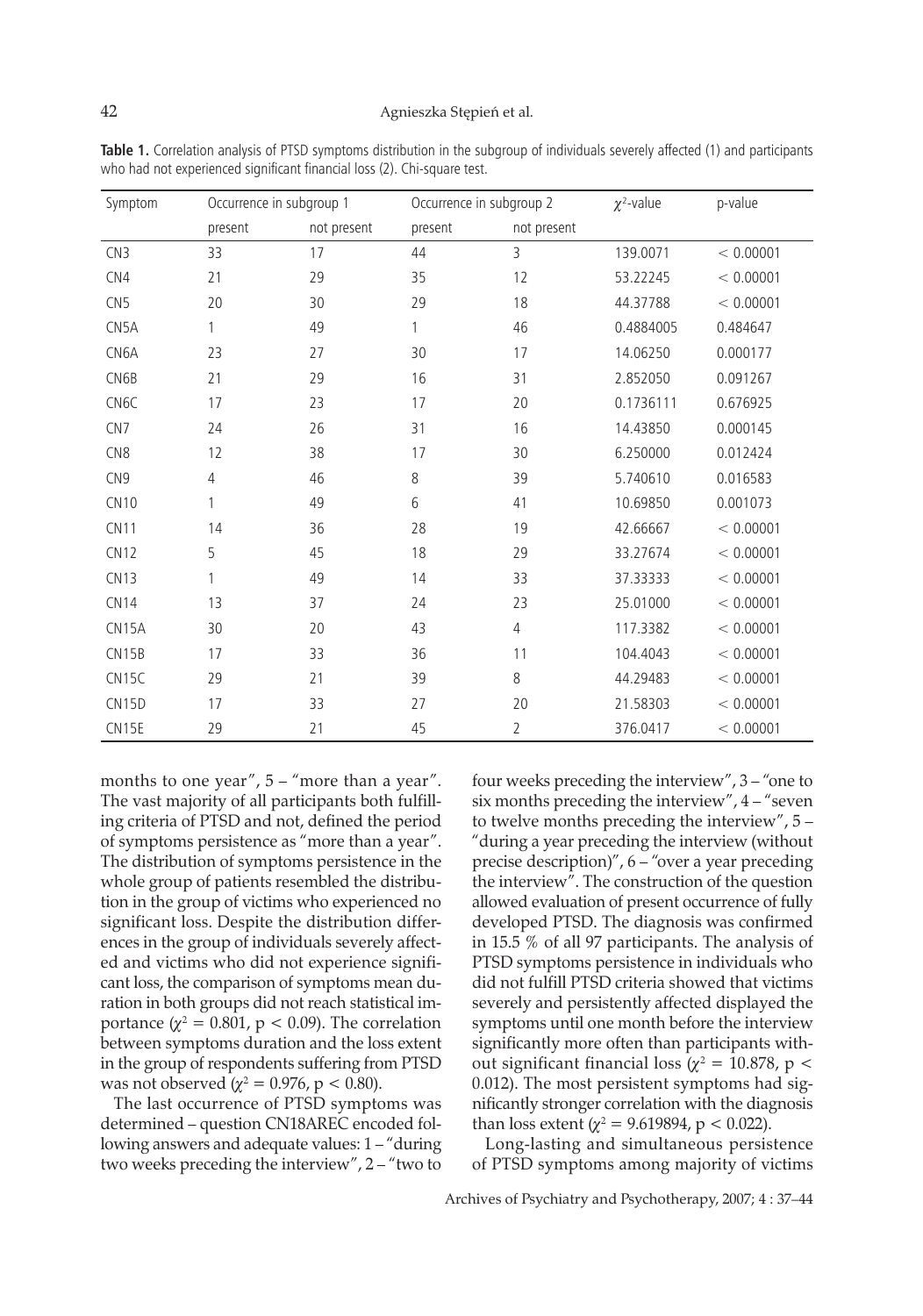**Table 1.** Correlation analysis of PTSD symptoms distribution in the subgroup of individuals severely affected (1) and participants who had not experienced significant financial loss (2). Chi-square test.

| Symptom | Occurrence in subgroup 1 | | Occurrence in subgroup 2 | | $\chi^2$-value | p-value |
|---|---|---|---|---|---|---|
| | present | not present | present | not present | | |
| CN3 | 33 | 17 | 44 | 3 | 139.0071 | < 0.00001 |
| CN4 | 21 | 29 | 35 | 12 | 53.22245 | < 0.00001 |
| CN5 | 20 | 30 | 29 | 18 | 44.37788 | < 0.00001 |
| CN5A | 1 | 49 | 1 | 46 | 0.4884005 | 0.484647 |
| CN6A | 23 | 27 | 30 | 17 | 14.06250 | 0.000177 |
| CN6B | 21 | 29 | 16 | 31 | 2.852050 | 0.091267 |
| CN6C | 17 | 23 | 17 | 20 | 0.1736111 | 0.676925 |
| CN7 | 24 | 26 | 31 | 16 | 14.43850 | 0.000145 |
| CN8 | 12 | 38 | 17 | 30 | 6.250000 | 0.012424 |
| CN9 | 4 | 46 | 8 | 39 | 5.740610 | 0.016583 |
| CN10 | 1 | 49 | 6 | 41 | 10.69850 | 0.001073 |
| CN11 | 14 | 36 | 28 | 19 | 42.66667 | < 0.00001 |
| CN12 | 5 | 45 | 18 | 29 | 33.27674 | < 0.00001 |
| CN13 | 1 | 49 | 14 | 33 | 37.33333 | < 0.00001 |
| CN14 | 13 | 37 | 24 | 23 | 25.01000 | < 0.00001 |
| CN15A | 30 | 20 | 43 | 4 | 117.3382 | < 0.00001 |
| CN15B | 17 | 33 | 36 | 11 | 104.4043 | < 0.00001 |
| CN15C | 29 | 21 | 39 | 8 | 44.29483 | < 0.00001 |
| CN15D | 17 | 33 | 27 | 20 | 21.58303 | < 0.00001 |
| CN15E | 29 | 21 | 45 | 2 | 376.0417 | < 0.00001 |

months to one year", 5 – "more than a year". The vast majority of all participants both fulfilling criteria of PTSD and not, defined the period of symptoms persistence as "more than a year". The distribution of symptoms persistence in the whole group of patients resembled the distribution in the group of victims who experienced no significant loss. Despite the distribution differences in the group of individuals severely affected and victims who did not experience significant loss, the comparison of symptoms mean duration in both groups did not reach statistical importance ($\chi^2 = 0.801$, $p < 0.09$). The correlation between symptoms duration and the loss extent in the group of respondents suffering from PTSD was not observed ($\chi^2 = 0.976$, $p < 0.80$).

The last occurrence of PTSD symptoms was determined – question CN18AREC encoded following answers and adequate values: 1 – "during two weeks preceding the interview", 2 – "two to four weeks preceding the interview", 3 – "one to six months preceding the interview", 4 – "seven to twelve months preceding the interview", 5 – "during a year preceding the interview (without precise description)", 6 – "over a year preceding the interview". The construction of the question allowed evaluation of present occurrence of fully developed PTSD. The diagnosis was confirmed in 15.5 % of all 97 participants. The analysis of PTSD symptoms persistence in individuals who did not fulfill PTSD criteria showed that victims severely and persistently affected displayed the symptoms until one month before the interview significantly more often than participants without significant financial loss ($\chi^2 = 10.878$, $p < 0.012$). The most persistent symptoms had significantly stronger correlation with the diagnosis than loss extent ($\chi^2 = 9.619894$, $p < 0.022$).

Long-lasting and simultaneous persistence of PTSD symptoms among majority of victims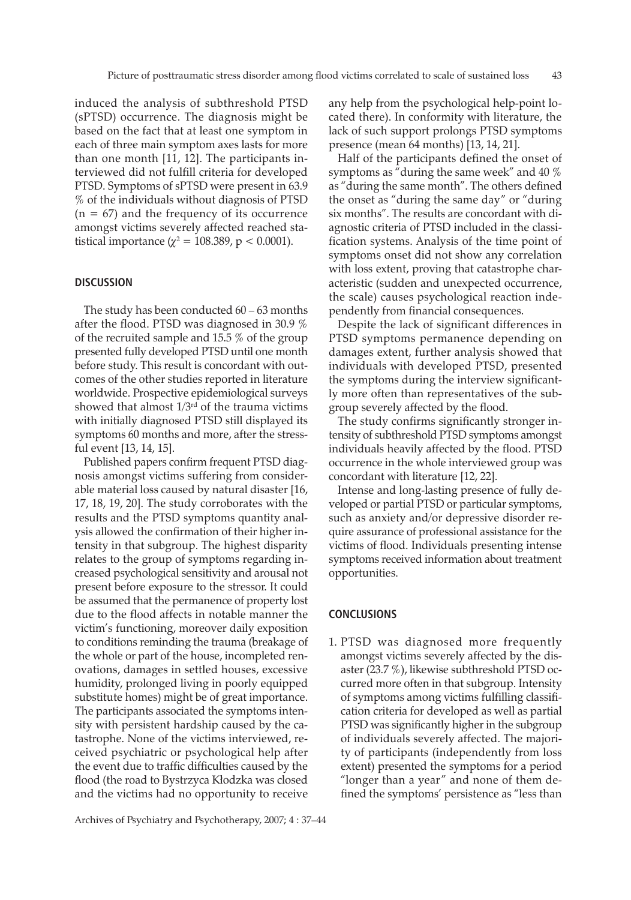induced the analysis of subthreshold PTSD (sPTSD) occurrence. The diagnosis might be based on the fact that at least one symptom in each of three main symptom axes lasts for more than one month [11, 12]. The participants interviewed did not fulfill criteria for developed PTSD. Symptoms of sPTSD were present in 63.9 % of the individuals without diagnosis of PTSD ($n = 67$) and the frequency of its occurrence amongst victims severely affected reached statistical importance ($\chi^2 = 108.389$, $p < 0.0001$).

## DISCUSSION

The study has been conducted 60 – 63 months after the flood. PTSD was diagnosed in 30.9 % of the recruited sample and 15.5 % of the group presented fully developed PTSD until one month before study. This result is concordant with outcomes of the other studies reported in literature worldwide. Prospective epidemiological surveys showed that almost 1/3rd of the trauma victims with initially diagnosed PTSD still displayed its symptoms 60 months and more, after the stressful event [13, 14, 15].

Published papers confirm frequent PTSD diagnosis amongst victims suffering from considerable material loss caused by natural disaster [16, 17, 18, 19, 20]. The study corroborates with the results and the PTSD symptoms quantity analysis allowed the confirmation of their higher intensity in that subgroup. The highest disparity relates to the group of symptoms regarding increased psychological sensitivity and arousal not present before exposure to the stressor. It could be assumed that the permanence of property lost due to the flood affects in notable manner the victim's functioning, moreover daily exposition to conditions reminding the trauma (breakage of the whole or part of the house, incompleted renovations, damages in settled houses, excessive humidity, prolonged living in poorly equipped substitute homes) might be of great importance. The participants associated the symptoms intensity with persistent hardship caused by the catastrophe. None of the victims interviewed, received psychiatric or psychological help after the event due to traffic difficulties caused by the flood (the road to Bystrzyca Kłodzka was closed and the victims had no opportunity to receive any help from the psychological help-point located there). In conformity with literature, the lack of such support prolongs PTSD symptoms presence (mean 64 months) [13, 14, 21].

Half of the participants defined the onset of symptoms as "during the same week" and 40 % as "during the same month". The others defined the onset as "during the same day" or "during six months". The results are concordant with diagnostic criteria of PTSD included in the classification systems. Analysis of the time point of symptoms onset did not show any correlation with loss extent, proving that catastrophe characteristic (sudden and unexpected occurrence, the scale) causes psychological reaction independently from financial consequences.

Despite the lack of significant differences in PTSD symptoms permanence depending on damages extent, further analysis showed that individuals with developed PTSD, presented the symptoms during the interview significantly more often than representatives of the subgroup severely affected by the flood.

The study confirms significantly stronger intensity of subthreshold PTSD symptoms amongst individuals heavily affected by the flood. PTSD occurrence in the whole interviewed group was concordant with literature [12, 22].

Intense and long-lasting presence of fully developed or partial PTSD or particular symptoms, such as anxiety and/or depressive disorder require assurance of professional assistance for the victims of flood. Individuals presenting intense symptoms received information about treatment opportunities.

## CONCLUSIONS

1. PTSD was diagnosed more frequently amongst victims severely affected by the disaster (23.7 %), likewise subthreshold PTSD occurred more often in that subgroup. Intensity of symptoms among victims fulfilling classification criteria for developed as well as partial PTSD was significantly higher in the subgroup of individuals severely affected. The majority of participants (independently from loss extent) presented the symptoms for a period "longer than a year" and none of them defined the symptoms' persistence as "less than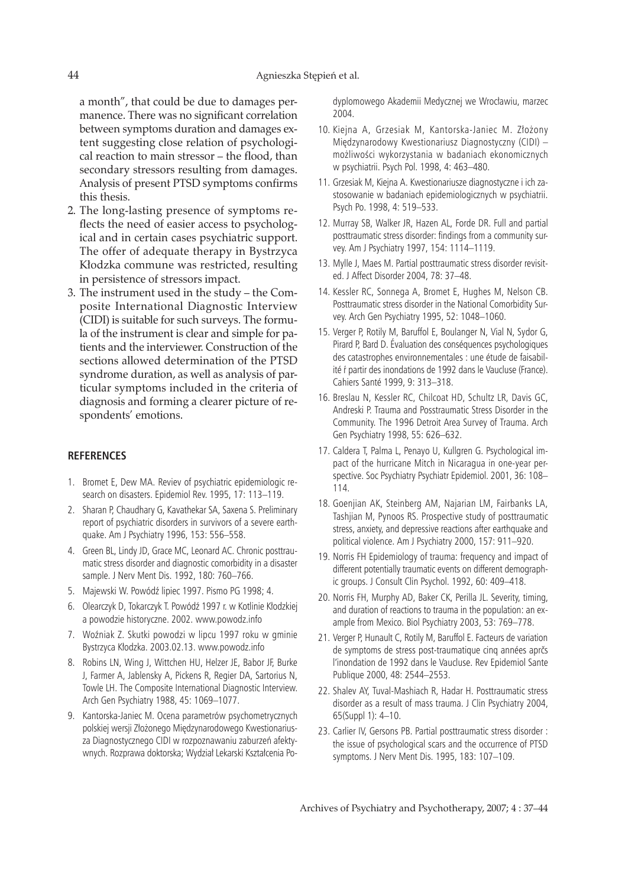a month", that could be due to damages permanence. There was no significant correlation between symptoms duration and damages extent suggesting close relation of psychological reaction to main stressor – the flood, than secondary stressors resulting from damages. Analysis of present PTSD symptoms confirms this thesis.

2. The long-lasting presence of symptoms reflects the need of easier access to psychological and in certain cases psychiatric support. The offer of adequate therapy in Bystrzyca Kłodzka commune was restricted, resulting in persistence of stressors impact.
3. The instrument used in the study – the Composite International Diagnostic Interview (CIDI) is suitable for such surveys. The formula of the instrument is clear and simple for patients and the interviewer. Construction of the sections allowed determination of the PTSD syndrome duration, as well as analysis of particular symptoms included in the criteria of diagnosis and forming a clearer picture of respondents' emotions.

## REFERENCES

1. Bromet E, Dew MA. Reviev of psychiatric epidemiologic research on disasters. Epidemiol Rev. 1995, 17: 113–119.
2. Sharan P, Chaudhary G, Kavathekar SA, Saxena S. Preliminary report of psychiatric disorders in survivors of a severe earthquake. Am J Psychiatry 1996, 153: 556–558.
4. Green BL, Lindy JD, Grace MC, Leonard AC. Chronic posttraumatic stress disorder and diagnostic comorbidity in a disaster sample. J Nerv Ment Dis. 1992, 180: 760–766.
5. Majewski W. Powódź lipiec 1997. Pismo PG 1998; 4.
6. Olearczyk D, Tokarczyk T. Powódź 1997 r. w Kotlinie Kłodzkiej a powodzie historyczne. 2002. www.powodz.info
7. Woźniak Z. Skutki powodzi w lipcu 1997 roku w gminie Bystrzyca Kłodzka. 2003.02.13. www.powodz.info
8. Robins LN, Wing J, Wittchen HU, Helzer JE, Babor JF, Burke J, Farmer A, Jablensky A, Pickens R, Regier DA, Sartorius N, Towle LH. The Composite International Diagnostic Interview. Arch Gen Psychiatry 1988, 45: 1069–1077.
9. Kantorska-Janiec M. Ocena parametrów psychometrycznych polskiej wersji Złożonego Międzynarodowego Kwestionariusza Diagnostycznego CIDI w rozpoznawaniu zaburzeń afektywnych. Rozprawa doktorska; Wydział Lekarski Kształcenia Podyplomowego Akademii Medycznej we Wrocławiu, marzec 2004.
10. Kiejna A, Grzesiak M, Kantorska-Janiec M. Złożony Międzynarodowy Kwestionariusz Diagnostyczny (CIDI) – możliwości wykorzystania w badaniach ekonomicznych w psychiatrii. Psych Pol. 1998, 4: 463–480.
11. Grzesiak M, Kiejna A. Kwestionariusze diagnostyczne i ich zastosowanie w badaniach epidemiologicznych w psychiatrii. Psych Po. 1998, 4: 519–533.
12. Murray SB, Walker JR, Hazen AL, Forde DR. Full and partial posttraumatic stress disorder: findings from a community survey. Am J Psychiatry 1997, 154: 1114–1119.
13. Mylle J, Maes M. Partial posttraumatic stress disorder revisited. J Affect Disorder 2004, 78: 37–48.
14. Kessler RC, Sonnega A, Bromet E, Hughes M, Nelson CB. Posttraumatic stress disorder in the National Comorbidity Survey. Arch Gen Psychiatry 1995, 52: 1048–1060.
15. Verger P, Rotily M, Baruffol E, Boulanger N, Vial N, Sydor G, Pirard P, Bard D. Évaluation des conséquences psychologiques des catastrophes environnementales : une étude de faisabilité ŕ partir des inondations de 1992 dans le Vaucluse (France). Cahiers Santé 1999, 9: 313–318.
16. Breslau N, Kessler RC, Chilcoat HD, Schultz LR, Davis GC, Andreski P. Trauma and Posstraumatic Stress Disorder in the Community. The 1996 Detroit Area Survey of Trauma. Arch Gen Psychiatry 1998, 55: 626–632.
17. Caldera T, Palma L, Penayo U, Kullgren G. Psychological impact of the hurricane Mitch in Nicaragua in one-year perspective. Soc Psychiatry Psychiatr Epidemiol. 2001, 36: 108–114.
18. Goenjian AK, Steinberg AM, Najarian LM, Fairbanks LA, Tashjian M, Pynoos RS. Prospective study of posttraumatic stress, anxiety, and depressive reactions after earthquake and political violence. Am J Psychiatry 2000, 157: 911–920.
19. Norris FH Epidemiology of trauma: frequency and impact of different potentially traumatic events on different demographic groups. J Consult Clin Psychol. 1992, 60: 409–418.
20. Norris FH, Murphy AD, Baker CK, Perilla JL. Severity, timing, and duration of reactions to trauma in the population: an example from Mexico. Biol Psychiatry 2003, 53: 769–778.
21. Verger P, Hunault C, Rotily M, Baruffol E. Facteurs de variation de symptoms de stress post-traumatique cinq années aprčs l'inondation de 1992 dans le Vaucluse. Rev Epidemiol Sante Publique 2000, 48: 2544–2553.
22. Shalev AY, Tuval-Mashiach R, Hadar H. Posttraumatic stress disorder as a result of mass trauma. J Clin Psychiatry 2004, 65(Suppl 1): 4–10.
23. Carlier IV, Gersons PB. Partial posttraumatic stress disorder : the issue of psychological scars and the occurrence of PTSD symptoms. J Nerv Ment Dis. 1995, 183: 107–109.